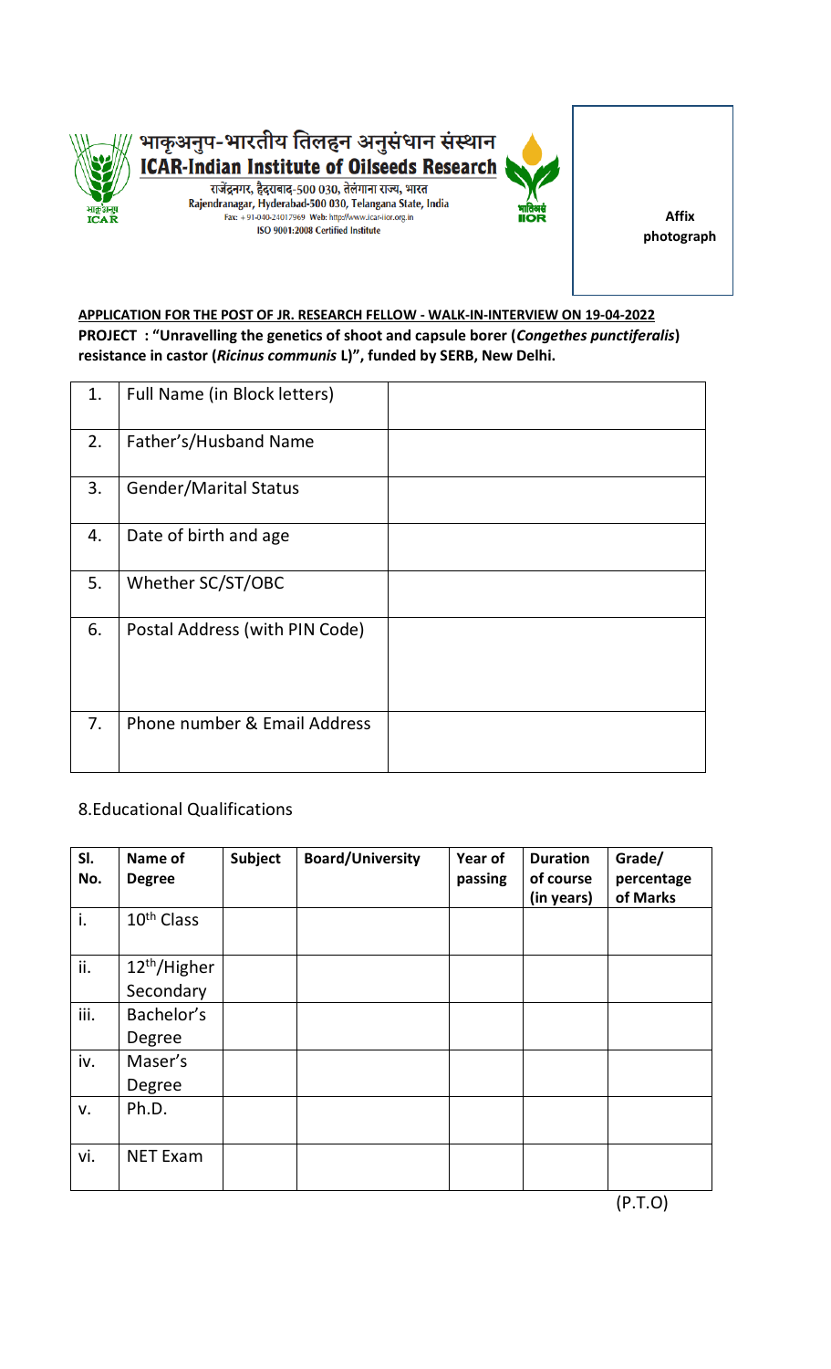भाकृअनुप-भारतीय तिलहन अनुसंधान संस्थान

**ICAR-Indian Institute of Oilseeds Research**

राजेंद्रनगर, हैदराबाद-500 030, तेलंगाना राज्य, भारत

Rajendranagar, Hyderabad-500 030, Telangana State, India

Fax: +91-040-24017969 Web: http://www.icar-iior.org.in

ISO 9001:2008 Certified Institute

**Affix photograph**

**APPLICATION FOR THE POST OF JR. RESEARCH FELLOW - WALK-IN-INTERVIEW ON 19-04-2022**

**PROJECT : "Unravelling the genetics of shoot and capsule borer (*Congethes punctiferalis*) resistance in castor (*Ricinus communis* L)", funded by SERB, New Delhi.**

| | | |
|---|---|---|
| 1. | Full Name (in Block letters) | |
| 2. | Father's/Husband Name | |
| 3. | Gender/Marital Status | |
| 4. | Date of birth and age | |
| 5. | Whether SC/ST/OBC | |
| 6. | Postal Address (with PIN Code) | |
| 7. | Phone number & Email Address | |

8.Educational Qualifications

| Sl. No. | Name of Degree | Subject | Board/University | Year of passing | Duration of course (in years) | Grade/ percentage of Marks |
|---|---|---|---|---|---|---|
| i. | 10th Class | | | | | |
| ii. | 12th/Higher Secondary | | | | | |
| iii. | Bachelor's Degree | | | | | |
| iv. | Maser's Degree | | | | | |
| v. | Ph.D. | | | | | |
| vi. | NET Exam | | | | | |

(P.T.O)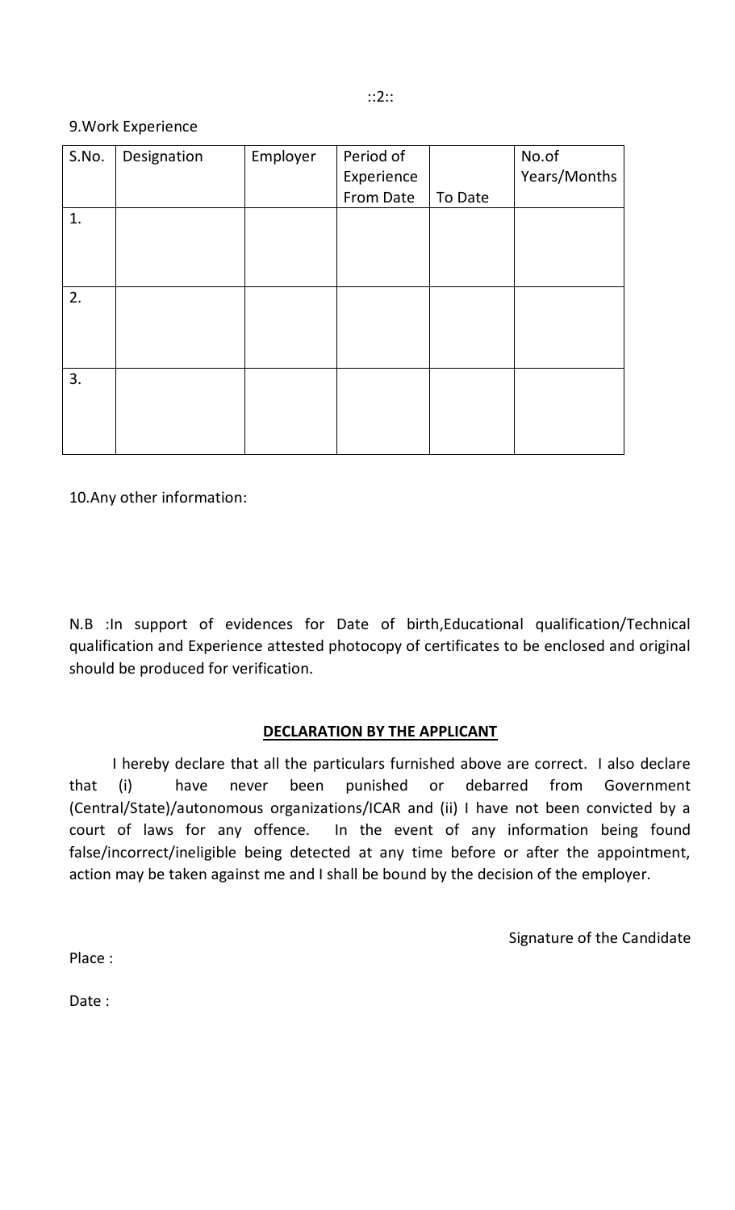9.Work Experience

| S.No. | Designation | Employer | Period of Experience From Date | To Date | No.of Years/Months |
| --- | --- | --- | --- | --- | --- |
| 1. | | | | | |
| 2. | | | | | |
| 3. | | | | | |

10.Any other information:

N.B :In support of evidences for Date of birth,Educational qualification/Technical qualification and Experience attested photocopy of certificates to be enclosed and original should be produced for verification.

**DECLARATION BY THE APPLICANT**

I hereby declare that all the particulars furnished above are correct. I also declare that (i) have never been punished or debarred from Government (Central/State)/autonomous organizations/ICAR and (ii) I have not been convicted by a court of laws for any offence. In the event of any information being found false/incorrect/ineligible being detected at any time before or after the appointment, action may be taken against me and I shall be bound by the decision of the employer.

Signature of the Candidate

Place :

Date :